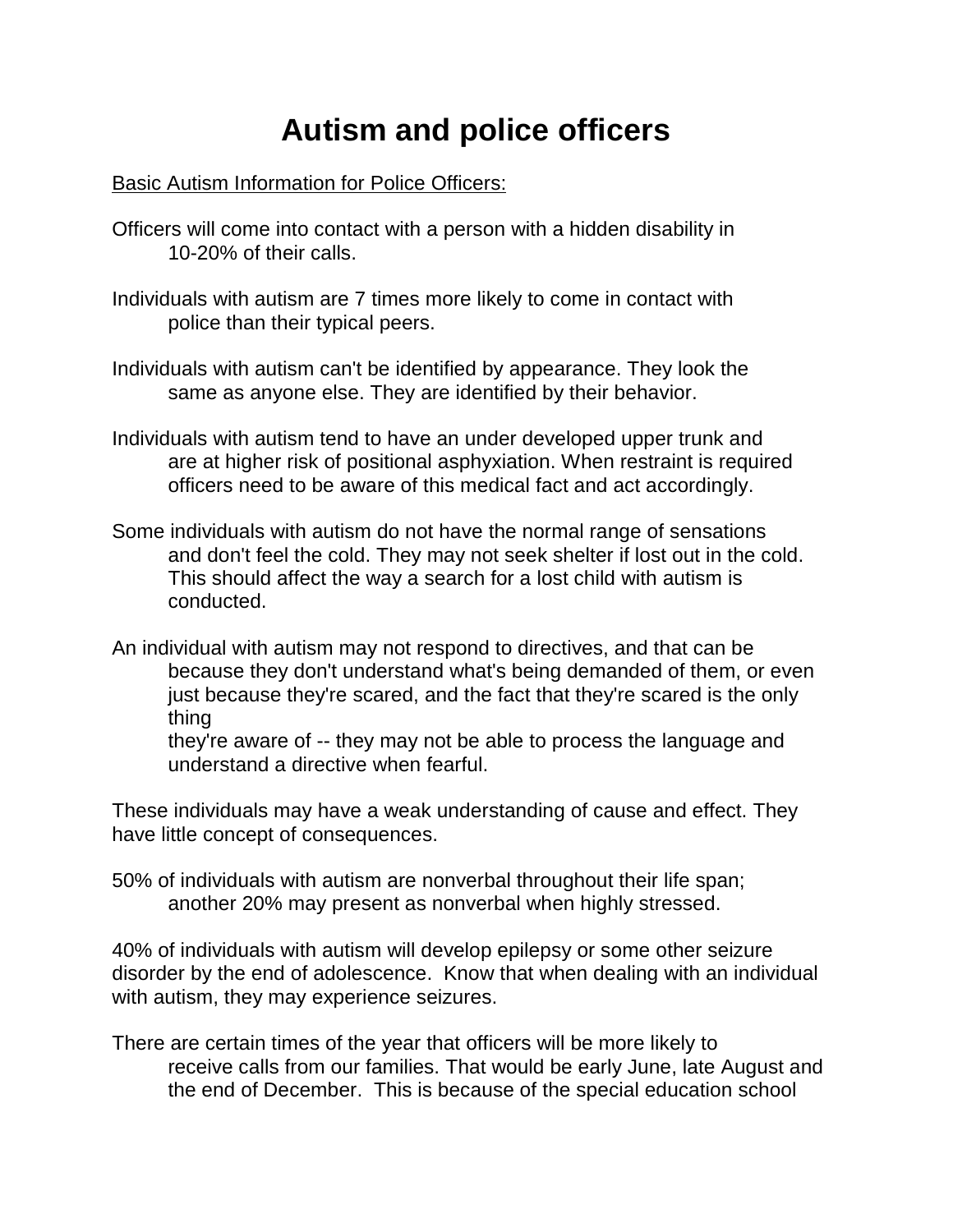# Autism and police officers

Basic Autism Information for Police Officers:

Officers will come into contact with a person with a hidden disability in 10-20% of their calls.

Individuals with autism are 7 times more likely to come in contact with police than their typical peers.

Individuals with autism can't be identified by appearance. They look the same as anyone else. They are identified by their behavior.

Individuals with autism tend to have an under developed upper trunk and are at higher risk of positional asphyxiation. When restraint is required officers need to be aware of this medical fact and act accordingly.

Some individuals with autism do not have the normal range of sensations and don't feel the cold. They may not seek shelter if lost out in the cold. This should affect the way a search for a lost child with autism is conducted.

An individual with autism may not respond to directives, and that can be because they don't understand what's being demanded of them, or even just because they're scared, and the fact that they're scared is the only thing they're aware of -- they may not be able to process the language and understand a directive when fearful.

These individuals may have a weak understanding of cause and effect. They have little concept of consequences.

50% of individuals with autism are nonverbal throughout their life span; another 20% may present as nonverbal when highly stressed.

40% of individuals with autism will develop epilepsy or some other seizure disorder by the end of adolescence. Know that when dealing with an individual with autism, they may experience seizures.

There are certain times of the year that officers will be more likely to receive calls from our families. That would be early June, late August and the end of December. This is because of the special education school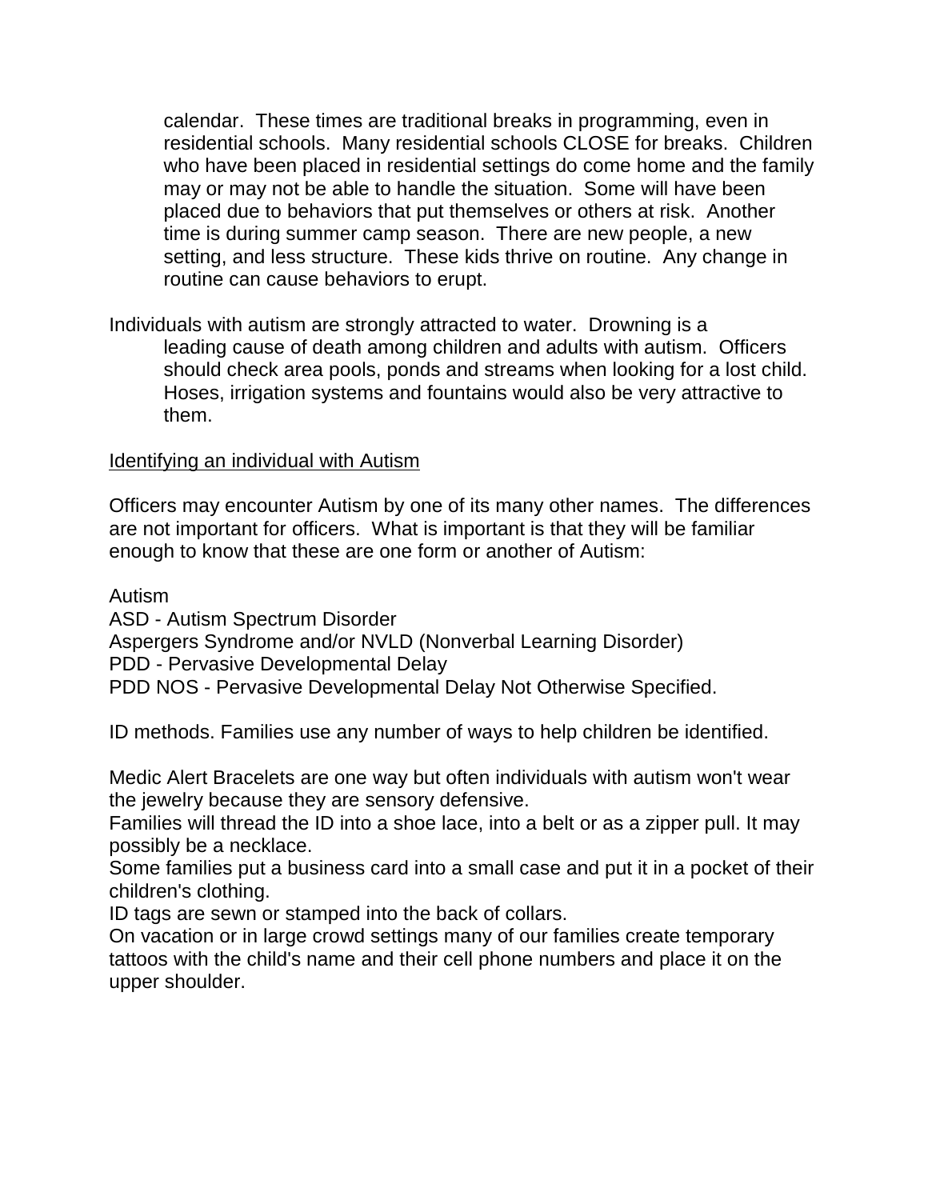calendar. These times are traditional breaks in programming, even in residential schools. Many residential schools CLOSE for breaks. Children who have been placed in residential settings do come home and the family may or may not be able to handle the situation. Some will have been placed due to behaviors that put themselves or others at risk. Another time is during summer camp season. There are new people, a new setting, and less structure. These kids thrive on routine. Any change in routine can cause behaviors to erupt.

Individuals with autism are strongly attracted to water. Drowning is a leading cause of death among children and adults with autism. Officers should check area pools, ponds and streams when looking for a lost child. Hoses, irrigation systems and fountains would also be very attractive to them.

<u>Identifying an individual with Autism</u>

Officers may encounter Autism by one of its many other names. The differences are not important for officers. What is important is that they will be familiar enough to know that these are one form or another of Autism:

Autism
ASD - Autism Spectrum Disorder
Aspergers Syndrome and/or NVLD (Nonverbal Learning Disorder)
PDD - Pervasive Developmental Delay
PDD NOS - Pervasive Developmental Delay Not Otherwise Specified.

ID methods. Families use any number of ways to help children be identified.

Medic Alert Bracelets are one way but often individuals with autism won't wear the jewelry because they are sensory defensive.
Families will thread the ID into a shoe lace, into a belt or as a zipper pull. It may possibly be a necklace.
Some families put a business card into a small case and put it in a pocket of their children's clothing.
ID tags are sewn or stamped into the back of collars.
On vacation or in large crowd settings many of our families create temporary tattoos with the child's name and their cell phone numbers and place it on the upper shoulder.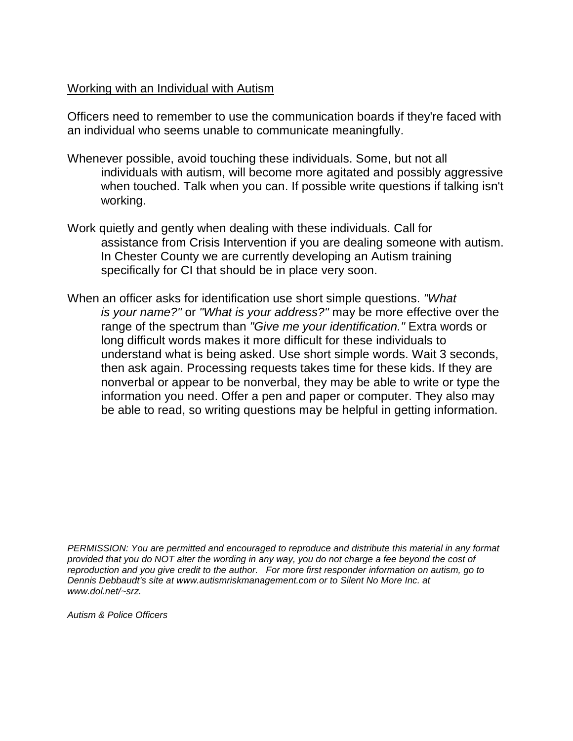## Working with an Individual with Autism

Officers need to remember to use the communication boards if they're faced with an individual who seems unable to communicate meaningfully.

Whenever possible, avoid touching these individuals. Some, but not all individuals with autism, will become more agitated and possibly aggressive when touched. Talk when you can. If possible write questions if talking isn't working.

Work quietly and gently when dealing with these individuals. Call for assistance from Crisis Intervention if you are dealing someone with autism. In Chester County we are currently developing an Autism training specifically for CI that should be in place very soon.

When an officer asks for identification use short simple questions. *"What is your name?"* or *"What is your address?"* may be more effective over the range of the spectrum than *"Give me your identification."* Extra words or long difficult words makes it more difficult for these individuals to understand what is being asked. Use short simple words. Wait 3 seconds, then ask again. Processing requests takes time for these kids. If they are nonverbal or appear to be nonverbal, they may be able to write or type the information you need. Offer a pen and paper or computer. They also may be able to read, so writing questions may be helpful in getting information.

*PERMISSION: You are permitted and encouraged to reproduce and distribute this material in any format provided that you do NOT alter the wording in any way, you do not charge a fee beyond the cost of reproduction and you give credit to the author. For more first responder information on autism, go to Dennis Debbaudt's site at www.autismriskmanagement.com or to Silent No More Inc. at www.dol.net/~srz.*

*Autism & Police Officers*